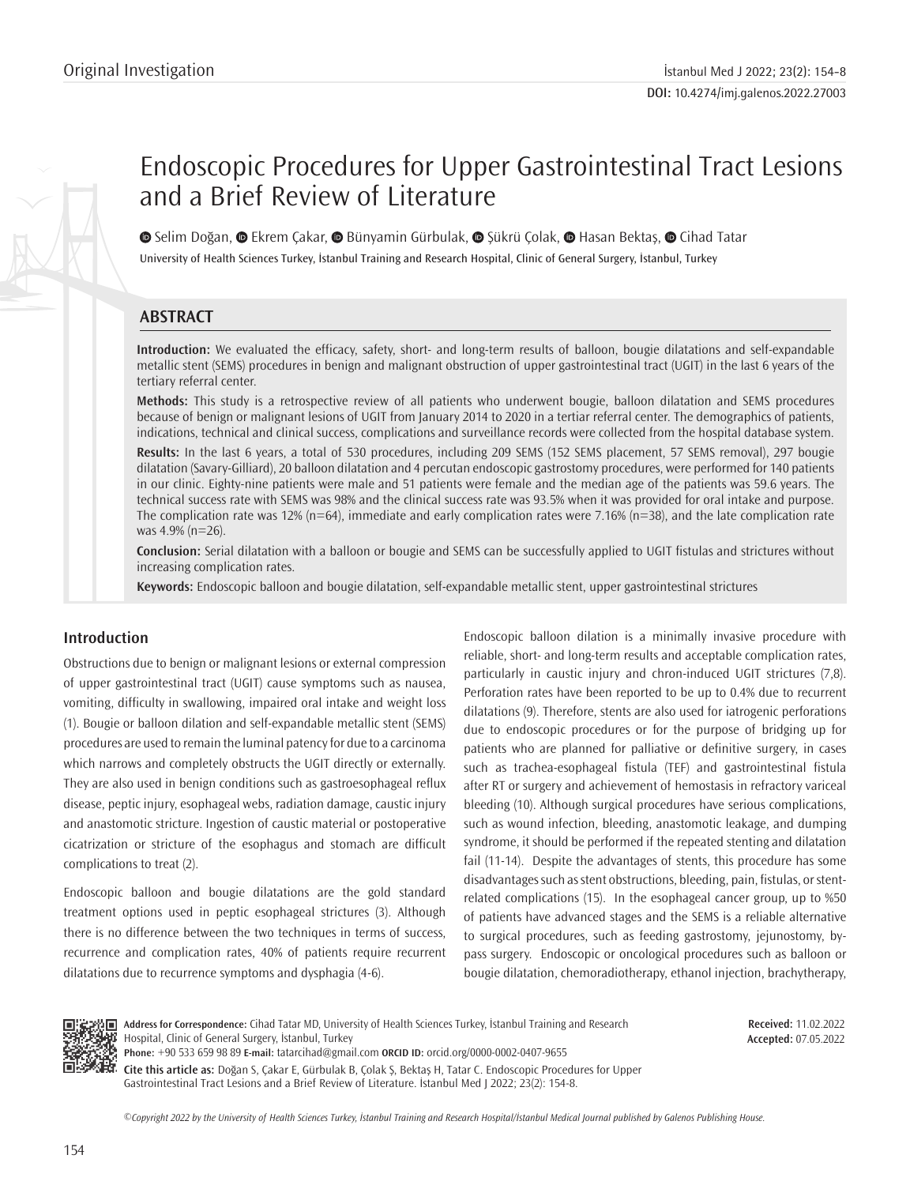Original Investigation

# Endoscopic Procedures for Upper Gastrointestinal Tract Lesions and a Brief Review of Literature

Selim Doğan, Ekrem Çakar, Bünyamin Gürbulak, Şükrü Çolak, Hasan Bektaş, Cihad Tatar

University of Health Sciences Turkey, İstanbul Training and Research Hospital, Clinic of General Surgery, İstanbul, Turkey

## ABSTRACT

**Introduction:** We evaluated the efficacy, safety, short- and long-term results of balloon, bougie dilatations and self-expandable metallic stent (SEMS) procedures in benign and malignant obstruction of upper gastrointestinal tract (UGIT) in the last 6 years of the tertiary referral center.

**Methods:** This study is a retrospective review of all patients who underwent bougie, balloon dilatation and SEMS procedures because of benign or malignant lesions of UGIT from January 2014 to 2020 in a tertiar referral center. The demographics of patients, indications, technical and clinical success, complications and surveillance records were collected from the hospital database system.

**Results:** In the last 6 years, a total of 530 procedures, including 209 SEMS (152 SEMS placement, 57 SEMS removal), 297 bougie dilatation (Savary-Gilliard), 20 balloon dilatation and 4 percutan endoscopic gastrostomy procedures, were performed for 140 patients in our clinic. Eighty-nine patients were male and 51 patients were female and the median age of the patients was 59.6 years. The technical success rate with SEMS was 98% and the clinical success rate was 93.5% when it was provided for oral intake and purpose. The complication rate was 12% (n=64), immediate and early complication rates were 7.16% (n=38), and the late complication rate was 4.9% (n=26).

**Conclusion:** Serial dilatation with a balloon or bougie and SEMS can be successfully applied to UGIT fistulas and strictures without increasing complication rates.

**Keywords:** Endoscopic balloon and bougie dilatation, self-expandable metallic stent, upper gastrointestinal strictures

## Introduction

Obstructions due to benign or malignant lesions or external compression of upper gastrointestinal tract (UGIT) cause symptoms such as nausea, vomiting, difficulty in swallowing, impaired oral intake and weight loss (1). Bougie or balloon dilation and self-expandable metallic stent (SEMS) procedures are used to remain the luminal patency for due to a carcinoma which narrows and completely obstructs the UGIT directly or externally. They are also used in benign conditions such as gastroesophageal reflux disease, peptic injury, esophageal webs, radiation damage, caustic injury and anastomotic stricture. Ingestion of caustic material or postoperative cicatrization or stricture of the esophagus and stomach are difficult complications to treat (2).

Endoscopic balloon and bougie dilatations are the gold standard treatment options used in peptic esophageal strictures (3). Although there is no difference between the two techniques in terms of success, recurrence and complication rates, 40% of patients require recurrent dilatations due to recurrence symptoms and dysphagia (4-6).

Endoscopic balloon dilation is a minimally invasive procedure with reliable, short- and long-term results and acceptable complication rates, particularly in caustic injury and chron-induced UGIT strictures (7,8). Perforation rates have been reported to be up to 0.4% due to recurrent dilatations (9). Therefore, stents are also used for iatrogenic perforations due to endoscopic procedures or for the purpose of bridging up for patients who are planned for palliative or definitive surgery, in cases such as trachea-esophageal fistula (TEF) and gastrointestinal fistula after RT or surgery and achievement of hemostasis in refractory variceal bleeding (10). Although surgical procedures have serious complications, such as wound infection, bleeding, anastomotic leakage, and dumping syndrome, it should be performed if the repeated stenting and dilatation fail (11-14). Despite the advantages of stents, this procedure has some disadvantages such as stent obstructions, bleeding, pain, fistulas, or stent-related complications (15). In the esophageal cancer group, up to %50 of patients have advanced stages and the SEMS is a reliable alternative to surgical procedures, such as feeding gastrostomy, jejunostomy, by-pass surgery. Endoscopic or oncological procedures such as balloon or bougie dilatation, chemoradiotherapy, ethanol injection, brachytherapy,

**Address for Correspondence:** Cihad Tatar MD, University of Health Sciences Turkey, İstanbul Training and Research Hospital, Clinic of General Surgery, İstanbul, Turkey
**Phone:** +90 533 659 98 89 **E-mail:** tatarcihad@gmail.com **ORCID ID:** orcid.org/0000-0002-0407-9655

**Received:** 11.02.2022
**Accepted:** 07.05.2022

**Cite this article as:** Doğan S, Çakar E, Gürbulak B, Çolak Ş, Bektaş H, Tatar C. Endoscopic Procedures for Upper Gastrointestinal Tract Lesions and a Brief Review of Literature. İstanbul Med J 2022; 23(2): 154-8.

©Copyright 2022 by the University of Health Sciences Turkey, İstanbul Training and Research Hospital/İstanbul Medical Journal published by Galenos Publishing House.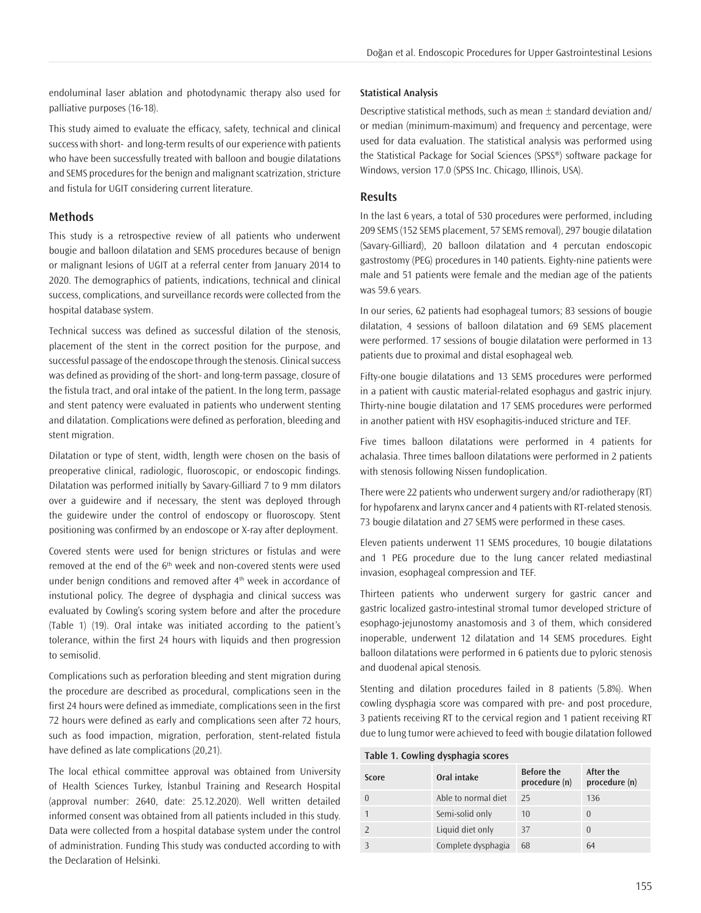endoluminal laser ablation and photodynamic therapy also used for palliative purposes (16-18).

This study aimed to evaluate the efficacy, safety, technical and clinical success with short- and long-term results of our experience with patients who have been successfully treated with balloon and bougie dilatations and SEMS procedures for the benign and malignant scatrization, stricture and fistula for UGIT considering current literature.

## Methods

This study is a retrospective review of all patients who underwent bougie and balloon dilatation and SEMS procedures because of benign or malignant lesions of UGIT at a referral center from January 2014 to 2020. The demographics of patients, indications, technical and clinical success, complications, and surveillance records were collected from the hospital database system.

Technical success was defined as successful dilation of the stenosis, placement of the stent in the correct position for the purpose, and successful passage of the endoscope through the stenosis. Clinical success was defined as providing of the short- and long-term passage, closure of the fistula tract, and oral intake of the patient. In the long term, passage and stent patency were evaluated in patients who underwent stenting and dilatation. Complications were defined as perforation, bleeding and stent migration.

Dilatation or type of stent, width, length were chosen on the basis of preoperative clinical, radiologic, fluoroscopic, or endoscopic findings. Dilatation was performed initially by Savary-Gilliard 7 to 9 mm dilators over a guidewire and if necessary, the stent was deployed through the guidewire under the control of endoscopy or fluoroscopy. Stent positioning was confirmed by an endoscope or X-ray after deployment.

Covered stents were used for benign strictures or fistulas and were removed at the end of the 6th week and non-covered stents were used under benign conditions and removed after 4th week in accordance of instutional policy. The degree of dysphagia and clinical success was evaluated by Cowling's scoring system before and after the procedure (Table 1) (19). Oral intake was initiated according to the patient's tolerance, within the first 24 hours with liquids and then progression to semisolid.

Complications such as perforation bleeding and stent migration during the procedure are described as procedural, complications seen in the first 24 hours were defined as immediate, complications seen in the first 72 hours were defined as early and complications seen after 72 hours, such as food impaction, migration, perforation, stent-related fistula have defined as late complications (20,21).

The local ethical committee approval was obtained from University of Health Sciences Turkey, İstanbul Training and Research Hospital (approval number: 2640, date: 25.12.2020). Well written detailed informed consent was obtained from all patients included in this study. Data were collected from a hospital database system under the control of administration. Funding This study was conducted according to with the Declaration of Helsinki.

### Statistical Analysis

Descriptive statistical methods, such as mean ± standard deviation and/or median (minimum-maximum) and frequency and percentage, were used for data evaluation. The statistical analysis was performed using the Statistical Package for Social Sciences (SPSS®) software package for Windows, version 17.0 (SPSS Inc. Chicago, Illinois, USA).

## Results

In the last 6 years, a total of 530 procedures were performed, including 209 SEMS (152 SEMS placement, 57 SEMS removal), 297 bougie dilatation (Savary-Gilliard), 20 balloon dilatation and 4 percutan endoscopic gastrostomy (PEG) procedures in 140 patients. Eighty-nine patients were male and 51 patients were female and the median age of the patients was 59.6 years.

In our series, 62 patients had esophageal tumors; 83 sessions of bougie dilatation, 4 sessions of balloon dilatation and 69 SEMS placement were performed. 17 sessions of bougie dilatation were performed in 13 patients due to proximal and distal esophageal web.

Fifty-one bougie dilatations and 13 SEMS procedures were performed in a patient with caustic material-related esophagus and gastric injury. Thirty-nine bougie dilatation and 17 SEMS procedures were performed in another patient with HSV esophagitis-induced stricture and TEF.

Five times balloon dilatations were performed in 4 patients for achalasia. Three times balloon dilatations were performed in 2 patients with stenosis following Nissen fundoplication.

There were 22 patients who underwent surgery and/or radiotherapy (RT) for hypofarenx and larynx cancer and 4 patients with RT-related stenosis. 73 bougie dilatation and 27 SEMS were performed in these cases.

Eleven patients underwent 11 SEMS procedures, 10 bougie dilatations and 1 PEG procedure due to the lung cancer related mediastinal invasion, esophageal compression and TEF.

Thirteen patients who underwent surgery for gastric cancer and gastric localized gastro-intestinal stromal tumor developed stricture of esophago-jejunostomy anastomosis and 3 of them, which considered inoperable, underwent 12 dilatation and 14 SEMS procedures. Eight balloon dilatations were performed in 6 patients due to pyloric stenosis and duodenal apical stenosis.

Stenting and dilation procedures failed in 8 patients (5.8%). When cowling dysphagia score was compared with pre- and post procedure, 3 patients receiving RT to the cervical region and 1 patient receiving RT due to lung tumor were achieved to feed with bougie dilatation followed

**Table 1. Cowling dysphagia scores**

| Score | Oral intake | Before the procedure (n) | After the procedure (n) |
|---|---|---|---|
| 0 | Able to normal diet | 25 | 136 |
| 1 | Semi-solid only | 10 | 0 |
| 2 | Liquid diet only | 37 | 0 |
| 3 | Complete dysphagia | 68 | 64 |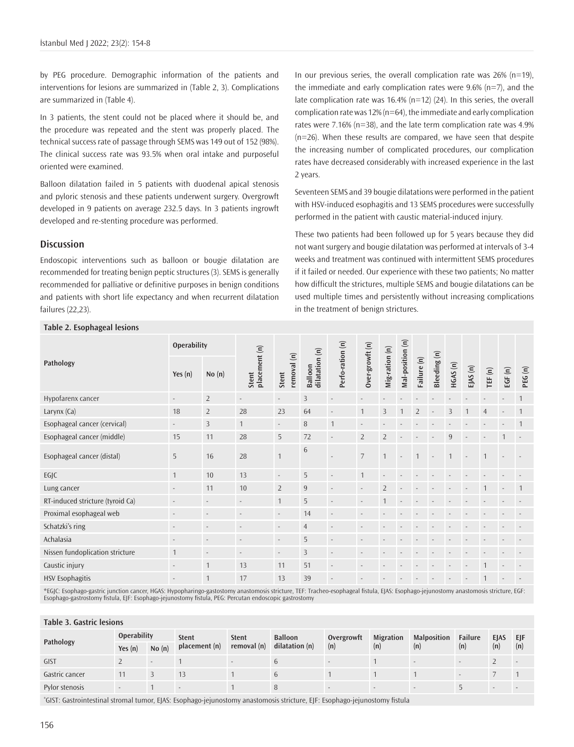by PEG procedure. Demographic information of the patients and interventions for lesions are summarized in (Table 2, 3). Complications are summarized in (Table 4).

In 3 patients, the stent could not be placed where it should be, and the procedure was repeated and the stent was properly placed. The technical success rate of passage through SEMS was 149 out of 152 (98%). The clinical success rate was 93.5% when oral intake and purposeful oriented were examined.

Balloon dilatation failed in 5 patients with duodenal apical stenosis and pyloric stenosis and these patients underwent surgery. Overgrowft developed in 9 patients on average 232.5 days. In 3 patients ingrowft developed and re-stenting procedure was performed.

## Discussion

Endoscopic interventions such as balloon or bougie dilatation are recommended for treating benign peptic structures (3). SEMS is generally recommended for palliative or definitive purposes in benign conditions and patients with short life expectancy and when recurrent dilatation failures (22,23).

In our previous series, the overall complication rate was 26% (n=19), the immediate and early complication rates were 9.6% (n=7), and the late complication rate was 16.4% (n=12) (24). In this series, the overall complication rate was 12% (n=64), the immediate and early complication rates were 7.16% (n=38), and the late term complication rate was 4.9% (n=26). When these results are compared, we have seen that despite the increasing number of complicated procedures, our complication rates have decreased considerably with increased experience in the last 2 years.

Seventeen SEMS and 39 bougie dilatations were performed in the patient with HSV-induced esophagitis and 13 SEMS procedures were successfully performed in the patient with caustic material-induced injury.

These two patients had been followed up for 5 years because they did not want surgery and bougie dilatation was performed at intervals of 3-4 weeks and treatment was continued with intermittent SEMS procedures if it failed or needed. Our experience with these two patients; No matter how difficult the strictures, multiple SEMS and bougie dilatations can be used multiple times and persistently without increasing complications in the treatment of benign strictures.

**Table 2. Esophageal lesions**

| Pathology | Operability | | Stent placement (n) | Stent removal (n) | Balloon dilatation (n) | Perfo-ration (n) | Over-growft (n) | Mig-ration (n) | Mal-position (n) | Failure (n) | Bleeding (n) | HGAS (n) | EJAS (n) | TEF (n) | EGF (n) | PEG (n) |
|---|---|---|---|---|---|---|---|---|---|---|---|---|---|---|---|---|
| | Yes (n) | No (n) | | | | | | | | | | | | | | |
| Hypofarenx cancer | - | 2 | - | - | 3 | - | - | - | - | - | - | - | - | - | - | 1 |
| Larynx (Ca) | 18 | 2 | 28 | 23 | 64 | - | 1 | 3 | 1 | 2 | - | 3 | 1 | 4 | - | 1 |
| Esophageal cancer (cervical) | - | 3 | 1 | - | 8 | 1 | - | - | - | - | - | - | - | - | - | 1 |
| Esophageal cancer (middle) | 15 | 11 | 28 | 5 | 72 | - | 2 | 2 | - | - | - | 9 | - | - | 1 | - |
| Esophageal cancer (distal) | 5 | 16 | 28 | 1 | 6 | - | 7 | 1 | - | 1 | - | 1 | - | 1 | - | - |
| EGJC | 1 | 10 | 13 | - | 5 | - | 1 | - | - | - | - | - | - | - | - | - |
| Lung cancer | - | 11 | 10 | 2 | 9 | - | - | 2 | - | - | - | - | - | 1 | - | 1 |
| RT-induced stricture (tyroid Ca) | - | - | - | 1 | 5 | - | - | 1 | - | - | - | - | - | - | - | - |
| Proximal esophageal web | - | - | - | - | 14 | - | - | - | - | - | - | - | - | - | - | - |
| Schatzki's ring | - | - | - | - | 4 | - | - | - | - | - | - | - | - | - | - | - |
| Achalasia | - | - | - | - | 5 | - | - | - | - | - | - | - | - | - | - | - |
| Nissen fundoplication stricture | 1 | - | - | - | 3 | - | - | - | - | - | - | - | - | - | - | - |
| Caustic injury | - | 1 | 13 | 11 | 51 | - | - | - | - | - | - | - | - | 1 | - | - |
| HSV Esophagitis | - | 1 | 17 | 13 | 39 | - | - | - | - | - | - | - | - | 1 | - | - |

*EGJC: Esophago-gastric junction cancer, HGAS: Hypopharingo-gastostomy anastomosis stricture, TEF: Tracheo-esophageal fistula, EJAS: Esophago-jejunostomy anastomosis stricture, EGF: Esophago-gastrostomy fistula, EJF: Esophago-jejunostomy fistula, PEG: Percutan endoscopic gastrostomy

**Table 3. Gastric lesions**

| Pathology | Operability | | Stent placement (n) | Stent removal (n) | Balloon dilatation (n) | Overgrowft (n) | Migration (n) | Malposition (n) | Failure (n) | EJAS (n) | EJF (n) |
|---|---|---|---|---|---|---|---|---|---|---|---|
| | Yes (n) | No (n) | | | | | | | | | |
| GIST | 2 | - | 1 | - | 6 | - | 1 | - | - | 2 | - |
| Gastric cancer | 11 | 3 | 13 | 1 | 6 | 1 | 1 | 1 | - | 7 | 1 |
| Pylor stenosis | - | 1 | - | 1 | 8 | - | - | - | 5 | - | - |

*GIST: Gastrointestinal stromal tumor, EJAS: Esophago-jejunostomy anastomosis stricture, EJF: Esophago-jejunostomy fistula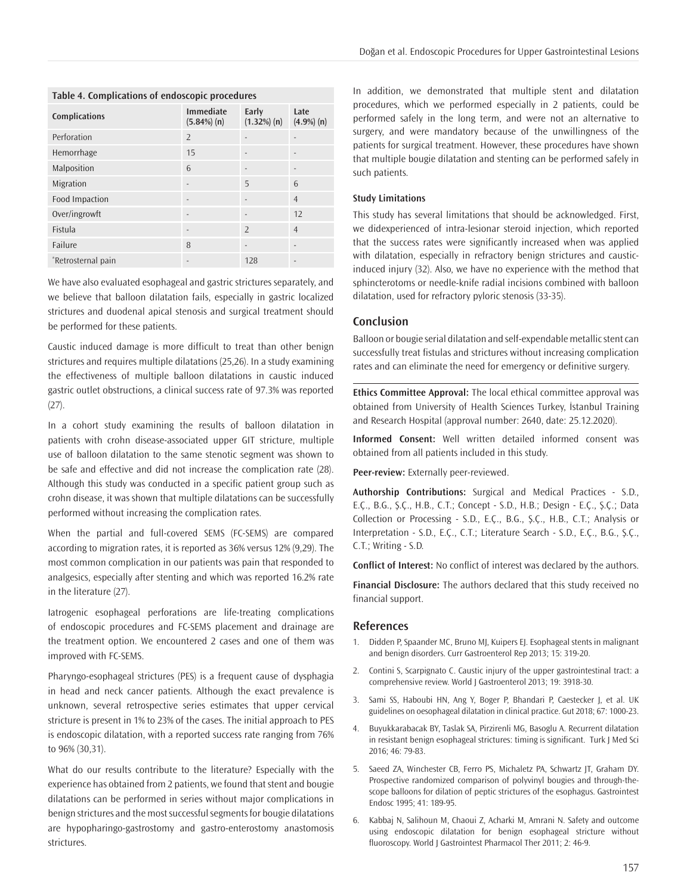**Table 4. Complications of endoscopic procedures**

| Complications | Immediate (5.84%) (n) | Early (1.32%) (n) | Late (4.9%) (n) |
|---|---|---|---|
| Perforation | 2 | - | - |
| Hemorrhage | 15 | - | - |
| Malposition | 6 | - | - |
| Migration | - | 5 | 6 |
| Food Impaction | - | - | 4 |
| Over/ingrowft | - | - | 12 |
| Fistula | - | 2 | 4 |
| Failure | 8 | - | - |
| *Retrosternal pain | - | 128 | - |

We have also evaluated esophageal and gastric strictures separately, and we believe that balloon dilatation fails, especially in gastric localized strictures and duodenal apical stenosis and surgical treatment should be performed for these patients.

Caustic induced damage is more difficult to treat than other benign strictures and requires multiple dilatations (25,26). In a study examining the effectiveness of multiple balloon dilatations in caustic induced gastric outlet obstructions, a clinical success rate of 97.3% was reported (27).

In a cohort study examining the results of balloon dilatation in patients with crohn disease-associated upper GIT stricture, multiple use of balloon dilatation to the same stenotic segment was shown to be safe and effective and did not increase the complication rate (28). Although this study was conducted in a specific patient group such as crohn disease, it was shown that multiple dilatations can be successfully performed without increasing the complication rates.

When the partial and full-covered SEMS (FC-SEMS) are compared according to migration rates, it is reported as 36% versus 12% (9,29). The most common complication in our patients was pain that responded to analgesics, especially after stenting and which was reported 16.2% rate in the literature (27).

Iatrogenic esophageal perforations are life-treating complications of endoscopic procedures and FC-SEMS placement and drainage are the treatment option. We encountered 2 cases and one of them was improved with FC-SEMS.

Pharyngo-esophageal strictures (PES) is a frequent cause of dysphagia in head and neck cancer patients. Although the exact prevalence is unknown, several retrospective series estimates that upper cervical stricture is present in 1% to 23% of the cases. The initial approach to PES is endoscopic dilatation, with a reported success rate ranging from 76% to 96% (30,31).

What do our results contribute to the literature? Especially with the experience has obtained from 2 patients, we found that stent and bougie dilatations can be performed in series without major complications in benign strictures and the most successful segments for bougie dilatations are hypopharingo-gastrostomy and gastro-enterostomy anastomosis strictures.

In addition, we demonstrated that multiple stent and dilatation procedures, which we performed especially in 2 patients, could be performed safely in the long term, and were not an alternative to surgery, and were mandatory because of the unwillingness of the patients for surgical treatment. However, these procedures have shown that multiple bougie dilatation and stenting can be performed safely in such patients.

### Study Limitations

This study has several limitations that should be acknowledged. First, we didexperienced of intra-lesionar steroid injection, which reported that the success rates were significantly increased when was applied with dilatation, especially in refractory benign strictures and caustic-induced injury (32). Also, we have no experience with the method that sphincterotoms or needle-knife radial incisions combined with balloon dilatation, used for refractory pyloric stenosis (33-35).

## Conclusion

Balloon or bougie serial dilatation and self-expendable metallic stent can successfully treat fistulas and strictures without increasing complication rates and can eliminate the need for emergency or definitive surgery.

**Ethics Committee Approval:** The local ethical committee approval was obtained from University of Health Sciences Turkey, İstanbul Training and Research Hospital (approval number: 2640, date: 25.12.2020).

**Informed Consent:** Well written detailed informed consent was obtained from all patients included in this study.

**Peer-review:** Externally peer-reviewed.

**Authorship Contributions:** Surgical and Medical Practices - S.D., E.Ç., B.G., Ş.Ç., H.B., C.T.; Concept - S.D., H.B.; Design - E.Ç., Ş.Ç.; Data Collection or Processing - S.D., E.Ç., B.G., Ş.Ç., H.B., C.T.; Analysis or Interpretation - S.D., E.Ç., C.T.; Literature Search - S.D., E.Ç., B.G., Ş.Ç., C.T.; Writing - S.D.

**Conflict of Interest:** No conflict of interest was declared by the authors.

**Financial Disclosure:** The authors declared that this study received no financial support.

## References

1. Didden P, Spaander MC, Bruno MJ, Kuipers EJ. Esophageal stents in malignant and benign disorders. Curr Gastroenterol Rep 2013; 15: 319-20.
2. Contini S, Scarpignato C. Caustic injury of the upper gastrointestinal tract: a comprehensive review. World J Gastroenterol 2013; 19: 3918-30.
3. Sami SS, Haboubi HN, Ang Y, Boger P, Bhandari P, Caestecker J, et al. UK guidelines on oesophageal dilatation in clinical practice. Gut 2018; 67: 1000-23.
4. Buyukkarabacak BY, Taslak SA, Pirzirenli MG, Basoglu A. Recurrent dilatation in resistant benign esophageal strictures: timing is significant. Turk J Med Sci 2016; 46: 79-83.
5. Saeed ZA, Winchester CB, Ferro PS, Michaletz PA, Schwartz JT, Graham DY. Prospective randomized comparison of polyvinyl bougies and through-the-scope balloons for dilation of peptic strictures of the esophagus. Gastrointest Endosc 1995; 41: 189-95.
6. Kabbaj N, Salihoun M, Chaoui Z, Acharki M, Amrani N. Safety and outcome using endoscopic dilatation for benign esophageal stricture without fluoroscopy. World J Gastrointest Pharmacol Ther 2011; 2: 46-9.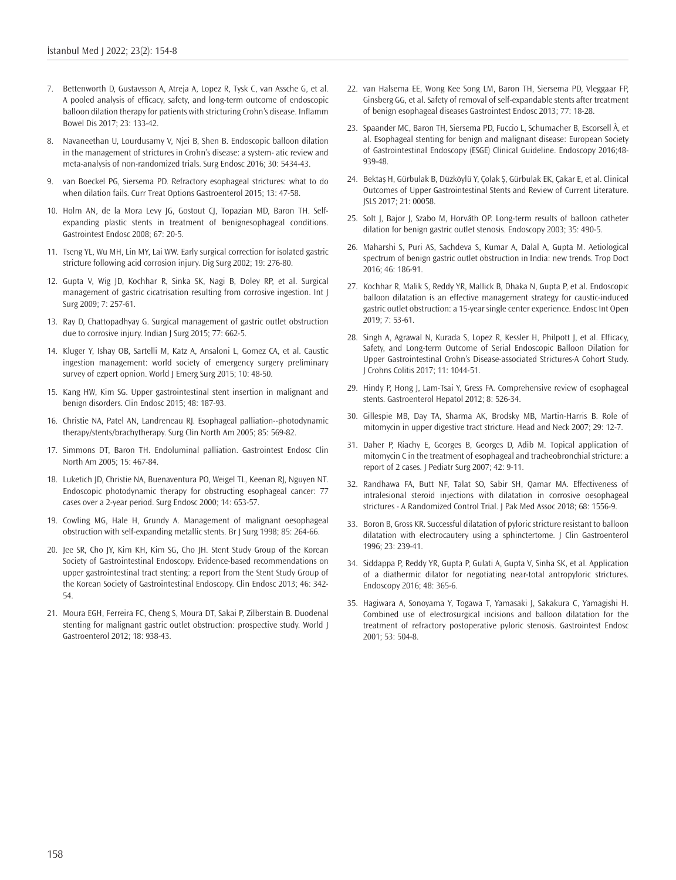7. Bettenworth D, Gustavsson A, Atreja A, Lopez R, Tysk C, van Assche G, et al. A pooled analysis of efficacy, safety, and long-term outcome of endoscopic balloon dilation therapy for patients with stricturing Crohn's disease. Inflamm Bowel Dis 2017; 23: 133-42.

8. Navaneethan U, Lourdusamy V, Njei B, Shen B. Endoscopic balloon dilation in the management of strictures in Crohn's disease: a system- atic review and meta-analysis of non-randomized trials. Surg Endosc 2016; 30: 5434-43.

9. van Boeckel PG, Siersema PD. Refractory esophageal strictures: what to do when dilation fails. Curr Treat Options Gastroenterol 2015; 13: 47-58.

10. Holm AN, de la Mora Levy JG, Gostout CJ, Topazian MD, Baron TH. Self-expanding plastic stents in treatment of benignesophageal conditions. Gastrointest Endosc 2008; 67: 20-5.

11. Tseng YL, Wu MH, Lin MY, Lai WW. Early surgical correction for isolated gastric stricture following acid corrosion injury. Dig Surg 2002; 19: 276-80.

12. Gupta V, Wig JD, Kochhar R, Sinka SK, Nagi B, Doley RP, et al. Surgical management of gastric cicatrisation resulting from corrosive ingestion. Int J Surg 2009; 7: 257-61.

13. Ray D, Chattopadhyay G. Surgical management of gastric outlet obstruction due to corrosive injury. Indian J Surg 2015; 77: 662-5.

14. Kluger Y, Ishay OB, Sartelli M, Katz A, Ansaloni L, Gomez CA, et al. Caustic ingestion management: world society of emergency surgery preliminary survey of ezpert opnion. World J Emerg Surg 2015; 10: 48-50.

15. Kang HW, Kim SG. Upper gastrointestinal stent insertion in malignant and benign disorders. Clin Endosc 2015; 48: 187-93.

16. Christie NA, Patel AN, Landreneau RJ. Esophageal palliation--photodynamic therapy/stents/brachytherapy. Surg Clin North Am 2005; 85: 569-82.

17. Simmons DT, Baron TH. Endoluminal palliation. Gastrointest Endosc Clin North Am 2005; 15: 467-84.

18. Luketich JD, Christie NA, Buenaventura PO, Weigel TL, Keenan RJ, Nguyen NT. Endoscopic photodynamic therapy for obstructing esophageal cancer: 77 cases over a 2-year period. Surg Endosc 2000; 14: 653-57.

19. Cowling MG, Hale H, Grundy A. Management of malignant oesophageal obstruction with self-expanding metallic stents. Br J Surg 1998; 85: 264-66.

20. Jee SR, Cho JY, Kim KH, Kim SG, Cho JH. Stent Study Group of the Korean Society of Gastrointestinal Endoscopy. Evidence-based recommendations on upper gastrointestinal tract stenting: a report from the Stent Study Group of the Korean Society of Gastrointestinal Endoscopy. Clin Endosc 2013; 46: 342-54.

21. Moura EGH, Ferreira FC, Cheng S, Moura DT, Sakai P, Zilberstain B. Duodenal stenting for malignant gastric outlet obstruction: prospective study. World J Gastroenterol 2012; 18: 938-43.

22. van Halsema EE, Wong Kee Song LM, Baron TH, Siersema PD, Vleggaar FP, Ginsberg GG, et al. Safety of removal of self-expandable stents after treatment of benign esophageal diseases Gastrointest Endosc 2013; 77: 18-28.

23. Spaander MC, Baron TH, Siersema PD, Fuccio L, Schumacher B, Escorsell À, et al. Esophageal stenting for benign and malignant disease: European Society of Gastrointestinal Endoscopy (ESGE) Clinical Guideline. Endoscopy 2016;48-939-48.

24. Bektaş H, Gürbulak B, Düzköylü Y, Çolak Ş, Gürbulak EK, Çakar E, et al. Clinical Outcomes of Upper Gastrointestinal Stents and Review of Current Literature. JSLS 2017; 21: 00058.

25. Solt J, Bajor J, Szabo M, Horváth OP. Long-term results of balloon catheter dilation for benign gastric outlet stenosis. Endoscopy 2003; 35: 490-5.

26. Maharshi S, Puri AS, Sachdeva S, Kumar A, Dalal A, Gupta M. Aetiological spectrum of benign gastric outlet obstruction in India: new trends. Trop Doct 2016; 46: 186-91.

27. Kochhar R, Malik S, Reddy YR, Mallick B, Dhaka N, Gupta P, et al. Endoscopic balloon dilatation is an effective management strategy for caustic-induced gastric outlet obstruction: a 15-year single center experience. Endosc Int Open 2019; 7: 53-61.

28. Singh A, Agrawal N, Kurada S, Lopez R, Kessler H, Philpott J, et al. Efficacy, Safety, and Long-term Outcome of Serial Endoscopic Balloon Dilation for Upper Gastrointestinal Crohn's Disease-associated Strictures-A Cohort Study. J Crohns Colitis 2017; 11: 1044-51.

29. Hindy P, Hong J, Lam-Tsai Y, Gress FA. Comprehensive review of esophageal stents. Gastroenterol Hepatol 2012; 8: 526-34.

30. Gillespie MB, Day TA, Sharma AK, Brodsky MB, Martin-Harris B. Role of mitomycin in upper digestive tract stricture. Head and Neck 2007; 29: 12-7.

31. Daher P, Riachy E, Georges B, Georges D, Adib M. Topical application of mitomycin C in the treatment of esophageal and tracheobronchial stricture: a report of 2 cases. J Pediatr Surg 2007; 42: 9-11.

32. Randhawa FA, Butt NF, Talat SO, Sabir SH, Qamar MA. Effectiveness of intralesional steroid injections with dilatation in corrosive oesophageal strictures - A Randomized Control Trial. J Pak Med Assoc 2018; 68: 1556-9.

33. Boron B, Gross KR. Successful dilatation of pyloric stricture resistant to balloon dilatation with electrocautery using a sphinctertome. J Clin Gastroenterol 1996; 23: 239-41.

34. Siddappa P, Reddy YR, Gupta P, Gulati A, Gupta V, Sinha SK, et al. Application of a diathermic dilator for negotiating near-total antropyloric strictures. Endoscopy 2016; 48: 365-6.

35. Hagiwara A, Sonoyama Y, Togawa T, Yamasaki J, Sakakura C, Yamagishi H. Combined use of electrosurgical incisions and balloon dilatation for the treatment of refractory postoperative pyloric stenosis. Gastrointest Endosc 2001; 53: 504-8.